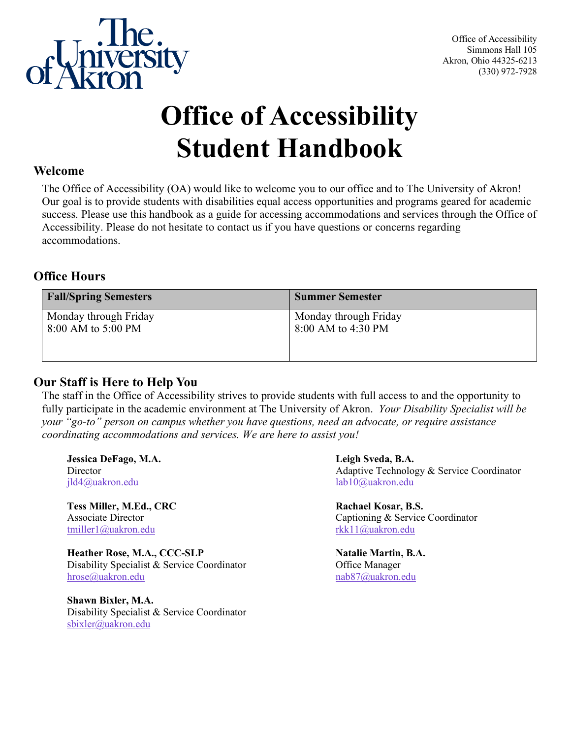Office of Accessibility
Simmons Hall 105
Akron, Ohio 44325-6213
(330) 972-7928

# Office of Accessibility Student Handbook

## Welcome

The Office of Accessibility (OA) would like to welcome you to our office and to The University of Akron! Our goal is to provide students with disabilities equal access opportunities and programs geared for academic success. Please use this handbook as a guide for accessing accommodations and services through the Office of Accessibility. Please do not hesitate to contact us if you have questions or concerns regarding accommodations.

## Office Hours

| Fall/Spring Semesters | Summer Semester |
|---|---|
| Monday through Friday<br>8:00 AM to 5:00 PM | Monday through Friday<br>8:00 AM to 4:30 PM |

## Our Staff is Here to Help You

The staff in the Office of Accessibility strives to provide students with full access to and the opportunity to fully participate in the academic environment at The University of Akron. *Your Disability Specialist will be your "go-to" person on campus whether you have questions, need an advocate, or require assistance coordinating accommodations and services. We are here to assist you!*

**Jessica DeFago, M.A.**
Director
jld4@uakron.edu

**Tess Miller, M.Ed., CRC**
Associate Director
tmiller1@uakron.edu

**Heather Rose, M.A., CCC-SLP**
Disability Specialist & Service Coordinator
hrose@uakron.edu

**Shawn Bixler, M.A.**
Disability Specialist & Service Coordinator
sbixler@uakron.edu

**Leigh Sveda, B.A.**
Adaptive Technology & Service Coordinator
lab10@uakron.edu

**Rachael Kosar, B.S.**
Captioning & Service Coordinator
rkk11@uakron.edu

**Natalie Martin, B.A.**
Office Manager
nab87@uakron.edu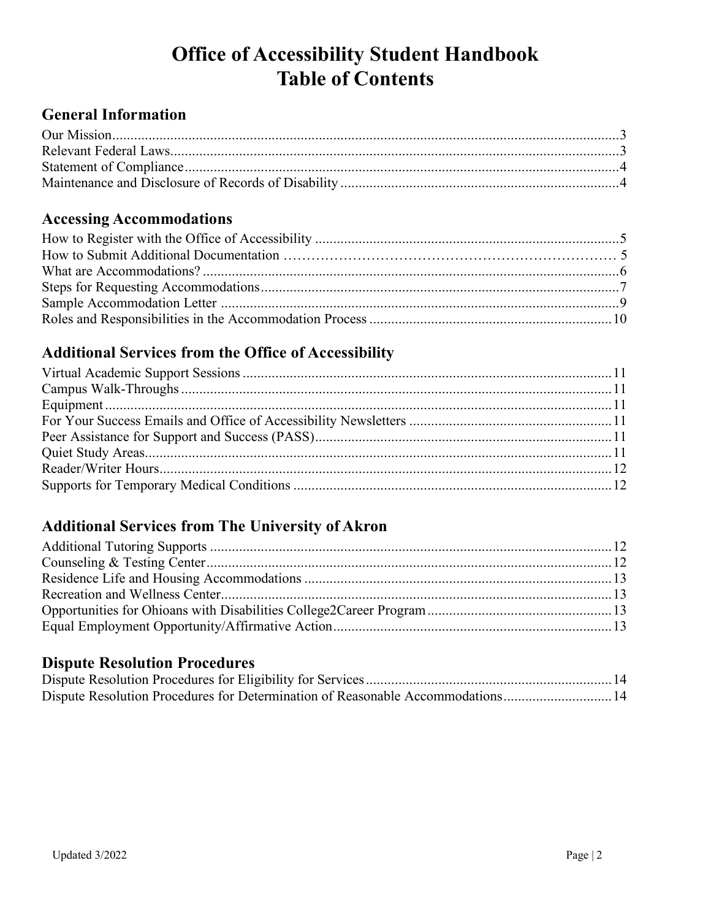# Office of Accessibility Student Handbook
# Table of Contents

## General Information

Our Mission....3
Relevant Federal Laws....3
Statement of Compliance....4
Maintenance and Disclosure of Records of Disability....4

## Accessing Accommodations

How to Register with the Office of Accessibility....5
How to Submit Additional Documentation....5
What are Accommodations?....6
Steps for Requesting Accommodations....7
Sample Accommodation Letter....9
Roles and Responsibilities in the Accommodation Process....10

## Additional Services from the Office of Accessibility

Virtual Academic Support Sessions....11
Campus Walk-Throughs....11
Equipment....11
For Your Success Emails and Office of Accessibility Newsletters....11
Peer Assistance for Support and Success (PASS)....11
Quiet Study Areas....11
Reader/Writer Hours....12
Supports for Temporary Medical Conditions....12

## Additional Services from The University of Akron

Additional Tutoring Supports....12
Counseling & Testing Center....12
Residence Life and Housing Accommodations....13
Recreation and Wellness Center....13
Opportunities for Ohioans with Disabilities College2Career Program....13
Equal Employment Opportunity/Affirmative Action....13

## Dispute Resolution Procedures

Dispute Resolution Procedures for Eligibility for Services....14
Dispute Resolution Procedures for Determination of Reasonable Accommodations....14

Updated 3/2022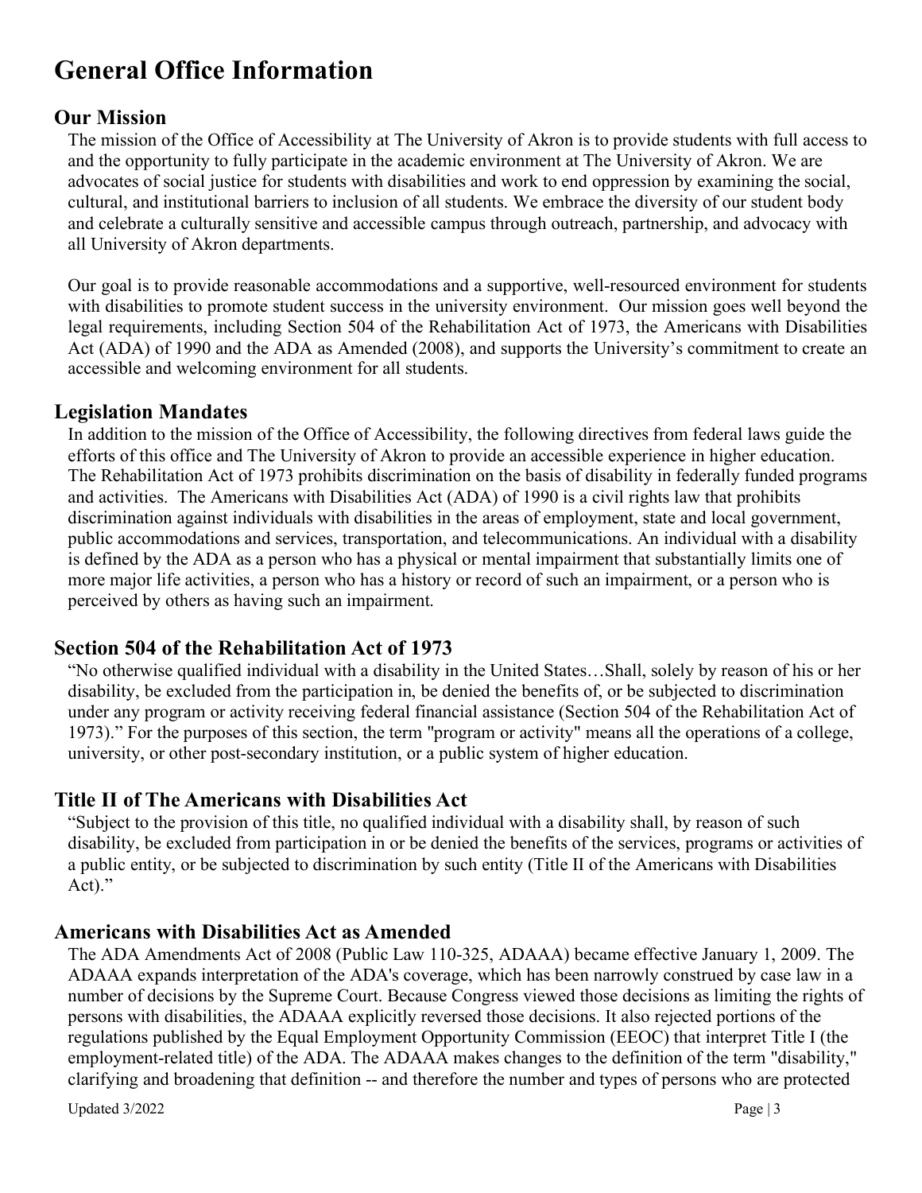# General Office Information

## Our Mission

The mission of the Office of Accessibility at The University of Akron is to provide students with full access to and the opportunity to fully participate in the academic environment at The University of Akron. We are advocates of social justice for students with disabilities and work to end oppression by examining the social, cultural, and institutional barriers to inclusion of all students. We embrace the diversity of our student body and celebrate a culturally sensitive and accessible campus through outreach, partnership, and advocacy with all University of Akron departments.

Our goal is to provide reasonable accommodations and a supportive, well-resourced environment for students with disabilities to promote student success in the university environment. Our mission goes well beyond the legal requirements, including Section 504 of the Rehabilitation Act of 1973, the Americans with Disabilities Act (ADA) of 1990 and the ADA as Amended (2008), and supports the University's commitment to create an accessible and welcoming environment for all students.

## Legislation Mandates

In addition to the mission of the Office of Accessibility, the following directives from federal laws guide the efforts of this office and The University of Akron to provide an accessible experience in higher education. The Rehabilitation Act of 1973 prohibits discrimination on the basis of disability in federally funded programs and activities. The Americans with Disabilities Act (ADA) of 1990 is a civil rights law that prohibits discrimination against individuals with disabilities in the areas of employment, state and local government, public accommodations and services, transportation, and telecommunications. An individual with a disability is defined by the ADA as a person who has a physical or mental impairment that substantially limits one of more major life activities, a person who has a history or record of such an impairment, or a person who is perceived by others as having such an impairment.

## Section 504 of the Rehabilitation Act of 1973

"No otherwise qualified individual with a disability in the United States…Shall, solely by reason of his or her disability, be excluded from the participation in, be denied the benefits of, or be subjected to discrimination under any program or activity receiving federal financial assistance (Section 504 of the Rehabilitation Act of 1973)." For the purposes of this section, the term "program or activity" means all the operations of a college, university, or other post-secondary institution, or a public system of higher education.

## Title II of The Americans with Disabilities Act

"Subject to the provision of this title, no qualified individual with a disability shall, by reason of such disability, be excluded from participation in or be denied the benefits of the services, programs or activities of a public entity, or be subjected to discrimination by such entity (Title II of the Americans with Disabilities Act)."

## Americans with Disabilities Act as Amended

The ADA Amendments Act of 2008 (Public Law 110-325, ADAAA) became effective January 1, 2009. The ADAAA expands interpretation of the ADA's coverage, which has been narrowly construed by case law in a number of decisions by the Supreme Court. Because Congress viewed those decisions as limiting the rights of persons with disabilities, the ADAAA explicitly reversed those decisions. It also rejected portions of the regulations published by the Equal Employment Opportunity Commission (EEOC) that interpret Title I (the employment-related title) of the ADA. The ADAAA makes changes to the definition of the term "disability," clarifying and broadening that definition -- and therefore the number and types of persons who are protected

Updated 3/2022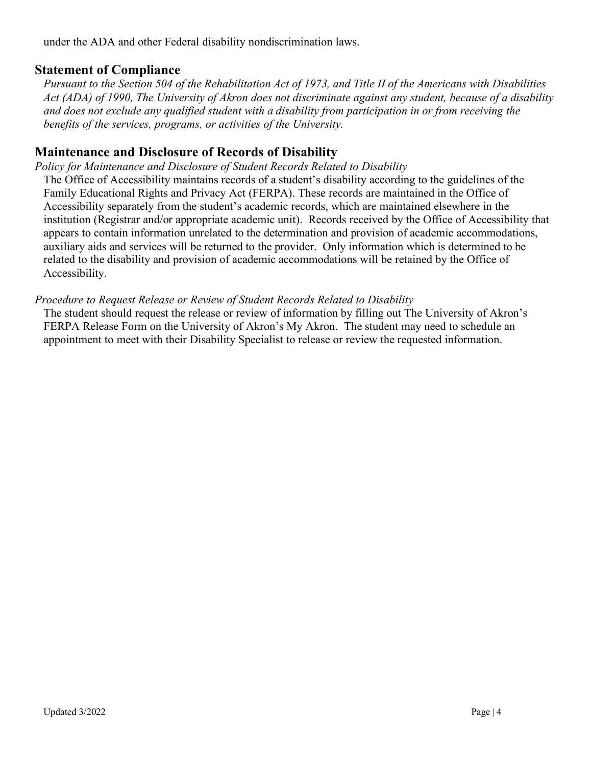under the ADA and other Federal disability nondiscrimination laws.

## Statement of Compliance

*Pursuant to the Section 504 of the Rehabilitation Act of 1973, and Title II of the Americans with Disabilities Act (ADA) of 1990, The University of Akron does not discriminate against any student, because of a disability and does not exclude any qualified student with a disability from participation in or from receiving the benefits of the services, programs, or activities of the University.*

## Maintenance and Disclosure of Records of Disability

*Policy for Maintenance and Disclosure of Student Records Related to Disability*

The Office of Accessibility maintains records of a student's disability according to the guidelines of the Family Educational Rights and Privacy Act (FERPA). These records are maintained in the Office of Accessibility separately from the student's academic records, which are maintained elsewhere in the institution (Registrar and/or appropriate academic unit). Records received by the Office of Accessibility that appears to contain information unrelated to the determination and provision of academic accommodations, auxiliary aids and services will be returned to the provider. Only information which is determined to be related to the disability and provision of academic accommodations will be retained by the Office of Accessibility.

*Procedure to Request Release or Review of Student Records Related to Disability*

The student should request the release or review of information by filling out The University of Akron's FERPA Release Form on the University of Akron's My Akron. The student may need to schedule an appointment to meet with their Disability Specialist to release or review the requested information.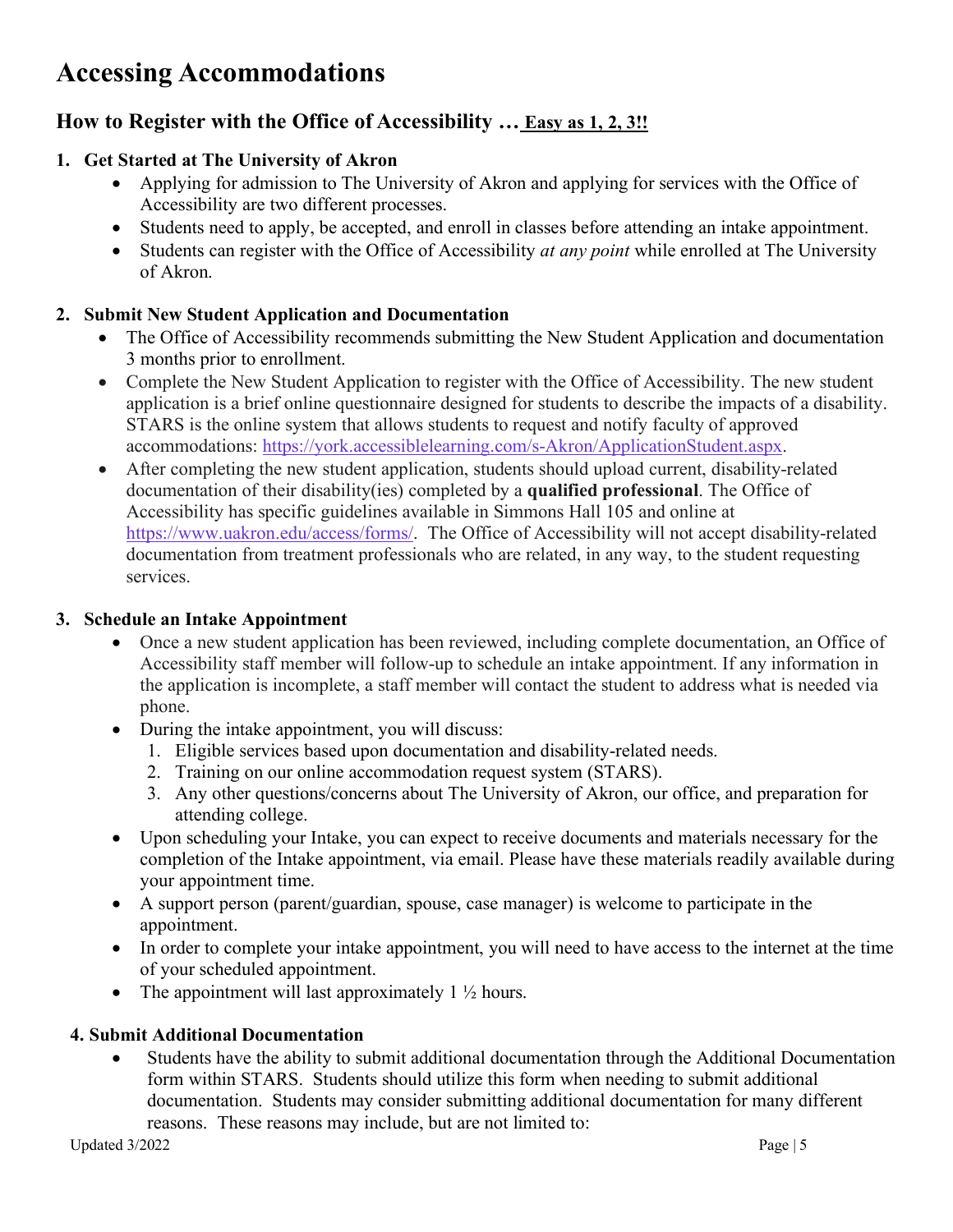# Accessing Accommodations

## How to Register with the Office of Accessibility … Easy as 1, 2, 3!!

### 1. Get Started at The University of Akron

- Applying for admission to The University of Akron and applying for services with the Office of Accessibility are two different processes.
- Students need to apply, be accepted, and enroll in classes before attending an intake appointment.
- Students can register with the Office of Accessibility *at any point* while enrolled at The University of Akron.

### 2. Submit New Student Application and Documentation

- The Office of Accessibility recommends submitting the New Student Application and documentation 3 months prior to enrollment.
- Complete the New Student Application to register with the Office of Accessibility. The new student application is a brief online questionnaire designed for students to describe the impacts of a disability. STARS is the online system that allows students to request and notify faculty of approved accommodations: https://york.accessiblelearning.com/s-Akron/ApplicationStudent.aspx.
- After completing the new student application, students should upload current, disability-related documentation of their disability(ies) completed by a **qualified professional**. The Office of Accessibility has specific guidelines available in Simmons Hall 105 and online at https://www.uakron.edu/access/forms/. The Office of Accessibility will not accept disability-related documentation from treatment professionals who are related, in any way, to the student requesting services.

### 3. Schedule an Intake Appointment

- Once a new student application has been reviewed, including complete documentation, an Office of Accessibility staff member will follow-up to schedule an intake appointment. If any information in the application is incomplete, a staff member will contact the student to address what is needed via phone.
- During the intake appointment, you will discuss:
  1. Eligible services based upon documentation and disability-related needs.
  2. Training on our online accommodation request system (STARS).
  3. Any other questions/concerns about The University of Akron, our office, and preparation for attending college.
- Upon scheduling your Intake, you can expect to receive documents and materials necessary for the completion of the Intake appointment, via email. Please have these materials readily available during your appointment time.
- A support person (parent/guardian, spouse, case manager) is welcome to participate in the appointment.
- In order to complete your intake appointment, you will need to have access to the internet at the time of your scheduled appointment.
- The appointment will last approximately 1 ½ hours.

### 4. Submit Additional Documentation

- Students have the ability to submit additional documentation through the Additional Documentation form within STARS. Students should utilize this form when needing to submit additional documentation. Students may consider submitting additional documentation for many different reasons. These reasons may include, but are not limited to: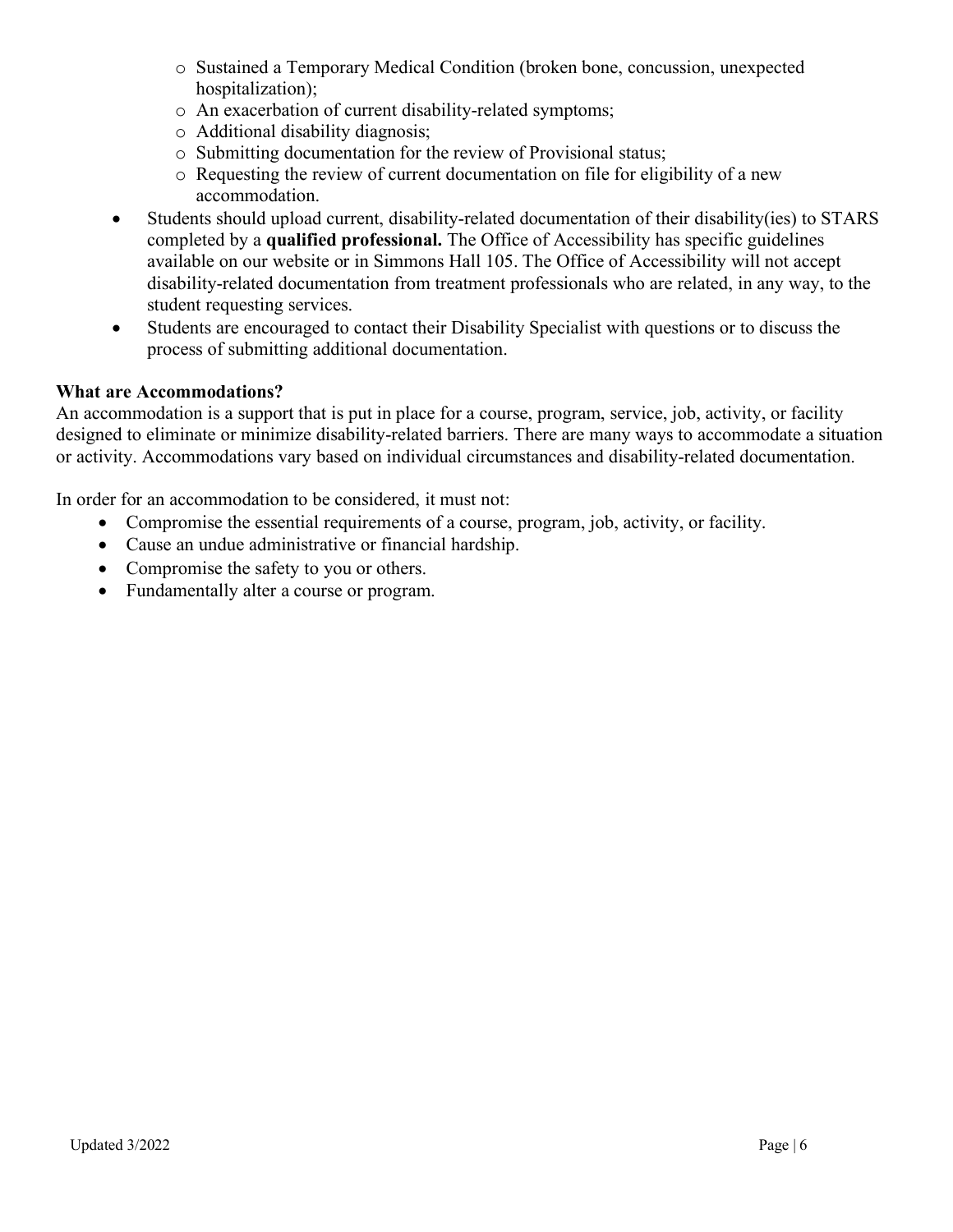- Sustained a Temporary Medical Condition (broken bone, concussion, unexpected hospitalization);
  - An exacerbation of current disability-related symptoms;
  - Additional disability diagnosis;
  - Submitting documentation for the review of Provisional status;
  - Requesting the review of current documentation on file for eligibility of a new accommodation.
- Students should upload current, disability-related documentation of their disability(ies) to STARS completed by a **qualified professional.** The Office of Accessibility has specific guidelines available on our website or in Simmons Hall 105. The Office of Accessibility will not accept disability-related documentation from treatment professionals who are related, in any way, to the student requesting services.
- Students are encouraged to contact their Disability Specialist with questions or to discuss the process of submitting additional documentation.

**What are Accommodations?**

An accommodation is a support that is put in place for a course, program, service, job, activity, or facility designed to eliminate or minimize disability-related barriers. There are many ways to accommodate a situation or activity. Accommodations vary based on individual circumstances and disability-related documentation.

In order for an accommodation to be considered, it must not:

- Compromise the essential requirements of a course, program, job, activity, or facility.
- Cause an undue administrative or financial hardship.
- Compromise the safety to you or others.
- Fundamentally alter a course or program.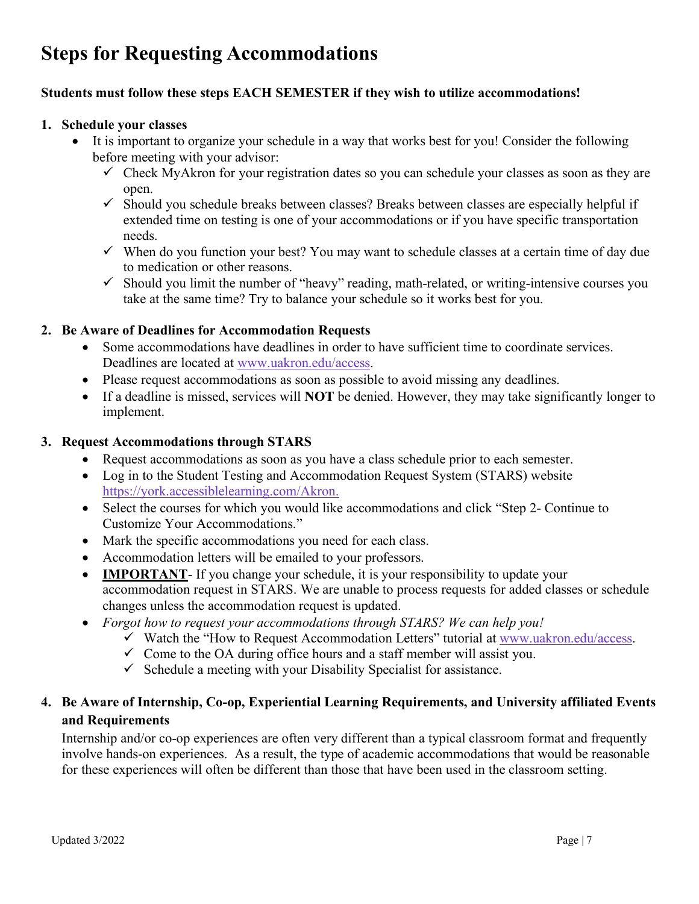# Steps for Requesting Accommodations

**Students must follow these steps EACH SEMESTER if they wish to utilize accommodations!**

1. **Schedule your classes**
   - It is important to organize your schedule in a way that works best for you! Consider the following before meeting with your advisor:
     - ✓ Check MyAkron for your registration dates so you can schedule your classes as soon as they are open.
     - ✓ Should you schedule breaks between classes? Breaks between classes are especially helpful if extended time on testing is one of your accommodations or if you have specific transportation needs.
     - ✓ When do you function your best? You may want to schedule classes at a certain time of day due to medication or other reasons.
     - ✓ Should you limit the number of "heavy" reading, math-related, or writing-intensive courses you take at the same time? Try to balance your schedule so it works best for you.

2. **Be Aware of Deadlines for Accommodation Requests**
   - Some accommodations have deadlines in order to have sufficient time to coordinate services. Deadlines are located at www.uakron.edu/access.
   - Please request accommodations as soon as possible to avoid missing any deadlines.
   - If a deadline is missed, services will **NOT** be denied. However, they may take significantly longer to implement.

3. **Request Accommodations through STARS**
   - Request accommodations as soon as you have a class schedule prior to each semester.
   - Log in to the Student Testing and Accommodation Request System (STARS) website https://york.accessiblelearning.com/Akron.
   - Select the courses for which you would like accommodations and click "Step 2- Continue to Customize Your Accommodations."
   - Mark the specific accommodations you need for each class.
   - Accommodation letters will be emailed to your professors.
   - **IMPORTANT**- If you change your schedule, it is your responsibility to update your accommodation request in STARS. We are unable to process requests for added classes or schedule changes unless the accommodation request is updated.
   - *Forgot how to request your accommodations through STARS? We can help you!*
     - ✓ Watch the "How to Request Accommodation Letters" tutorial at www.uakron.edu/access.
     - ✓ Come to the OA during office hours and a staff member will assist you.
     - ✓ Schedule a meeting with your Disability Specialist for assistance.

4. **Be Aware of Internship, Co-op, Experiential Learning Requirements, and University affiliated Events and Requirements**

   Internship and/or co-op experiences are often very different than a typical classroom format and frequently involve hands-on experiences. As a result, the type of academic accommodations that would be reasonable for these experiences will often be different than those that have been used in the classroom setting.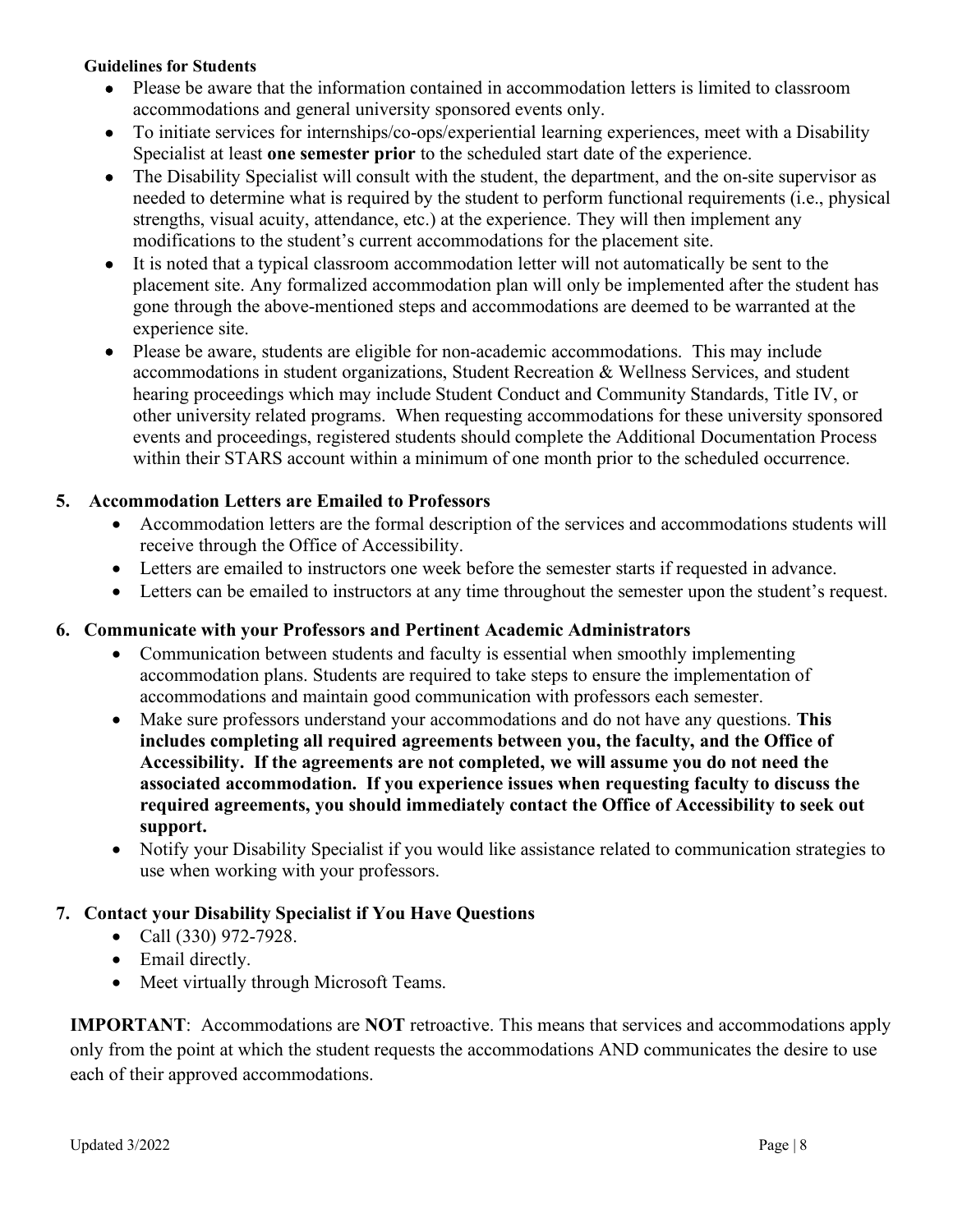**Guidelines for Students**

- Please be aware that the information contained in accommodation letters is limited to classroom accommodations and general university sponsored events only.
- To initiate services for internships/co-ops/experiential learning experiences, meet with a Disability Specialist at least **one semester prior** to the scheduled start date of the experience.
- The Disability Specialist will consult with the student, the department, and the on-site supervisor as needed to determine what is required by the student to perform functional requirements (i.e., physical strengths, visual acuity, attendance, etc.) at the experience. They will then implement any modifications to the student's current accommodations for the placement site.
- It is noted that a typical classroom accommodation letter will not automatically be sent to the placement site. Any formalized accommodation plan will only be implemented after the student has gone through the above-mentioned steps and accommodations are deemed to be warranted at the experience site.
- Please be aware, students are eligible for non-academic accommodations. This may include accommodations in student organizations, Student Recreation & Wellness Services, and student hearing proceedings which may include Student Conduct and Community Standards, Title IV, or other university related programs. When requesting accommodations for these university sponsored events and proceedings, registered students should complete the Additional Documentation Process within their STARS account within a minimum of one month prior to the scheduled occurrence.

**5. Accommodation Letters are Emailed to Professors**

- Accommodation letters are the formal description of the services and accommodations students will receive through the Office of Accessibility.
- Letters are emailed to instructors one week before the semester starts if requested in advance.
- Letters can be emailed to instructors at any time throughout the semester upon the student's request.

**6. Communicate with your Professors and Pertinent Academic Administrators**

- Communication between students and faculty is essential when smoothly implementing accommodation plans. Students are required to take steps to ensure the implementation of accommodations and maintain good communication with professors each semester.
- Make sure professors understand your accommodations and do not have any questions. **This includes completing all required agreements between you, the faculty, and the Office of Accessibility. If the agreements are not completed, we will assume you do not need the associated accommodation. If you experience issues when requesting faculty to discuss the required agreements, you should immediately contact the Office of Accessibility to seek out support.**
- Notify your Disability Specialist if you would like assistance related to communication strategies to use when working with your professors.

**7. Contact your Disability Specialist if You Have Questions**

- Call (330) 972-7928.
- Email directly.
- Meet virtually through Microsoft Teams.

**IMPORTANT**: Accommodations are **NOT** retroactive. This means that services and accommodations apply only from the point at which the student requests the accommodations AND communicates the desire to use each of their approved accommodations.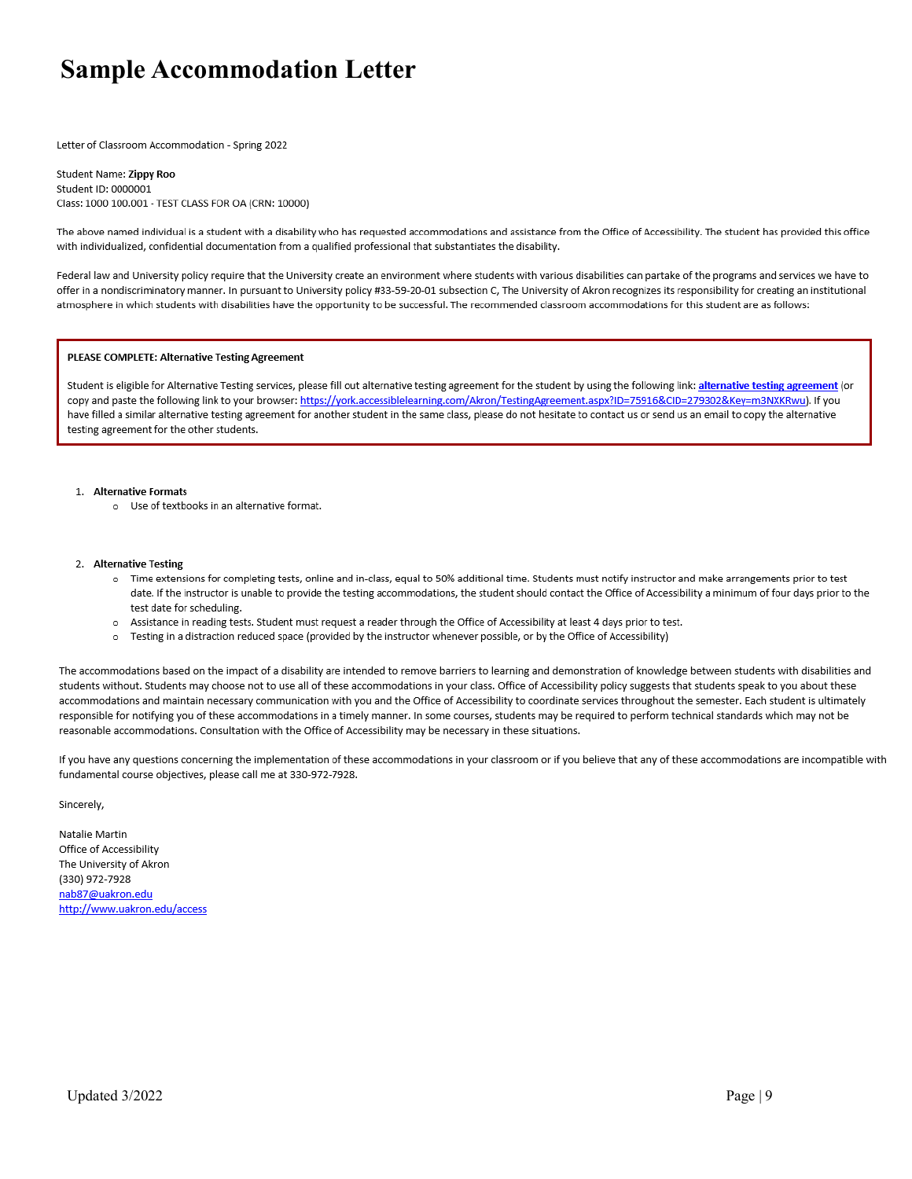# Sample Accommodation Letter

Letter of Classroom Accommodation - Spring 2022

Student Name: **Zippy Roo**
Student ID: 0000001
Class: 1000 100.001 - TEST CLASS FOR OA (CRN: 10000)

The above named individual is a student with a disability who has requested accommodations and assistance from the Office of Accessibility. The student has provided this office with individualized, confidential documentation from a qualified professional that substantiates the disability.

Federal law and University policy require that the University create an environment where students with various disabilities can partake of the programs and services we have to offer in a nondiscriminatory manner. In pursuant to University policy #33-59-20-01 subsection C, The University of Akron recognizes its responsibility for creating an institutional atmosphere in which students with disabilities have the opportunity to be successful. The recommended classroom accommodations for this student are as follows:

**PLEASE COMPLETE: Alternative Testing Agreement**

Student is eligible for Alternative Testing services, please fill out alternative testing agreement for the student by using the following link: **[alternative testing agreement](https://york.accessiblelearning.com/Akron/TestingAgreement.aspx?ID=75916&CID=279302&Key=m3NXKRwu)** (or copy and paste the following link to your browser: https://york.accessiblelearning.com/Akron/TestingAgreement.aspx?ID=75916&CID=279302&Key=m3NXKRwu). If you have filled a similar alternative testing agreement for another student in the same class, please do not hesitate to contact us or send us an email to copy the alternative testing agreement for the other students.

1. **Alternative Formats**
   - Use of textbooks in an alternative format.

2. **Alternative Testing**
   - Time extensions for completing tests, online and in-class, equal to 50% additional time. Students must notify instructor and make arrangements prior to test date. If the instructor is unable to provide the testing accommodations, the student should contact the Office of Accessibility a minimum of four days prior to the test date for scheduling.
   - Assistance in reading tests. Student must request a reader through the Office of Accessibility at least 4 days prior to test.
   - Testing in a distraction reduced space (provided by the instructor whenever possible, or by the Office of Accessibility)

The accommodations based on the impact of a disability are intended to remove barriers to learning and demonstration of knowledge between students with disabilities and students without. Students may choose not to use all of these accommodations in your class. Office of Accessibility policy suggests that students speak to you about these accommodations and maintain necessary communication with you and the Office of Accessibility to coordinate services throughout the semester. Each student is ultimately responsible for notifying you of these accommodations in a timely manner. In some courses, students may be required to perform technical standards which may not be reasonable accommodations. Consultation with the Office of Accessibility may be necessary in these situations.

If you have any questions concerning the implementation of these accommodations in your classroom or if you believe that any of these accommodations are incompatible with fundamental course objectives, please call me at 330-972-7928.

Sincerely,

Natalie Martin
Office of Accessibility
The University of Akron
(330) 972-7928
nab87@uakron.edu
http://www.uakron.edu/access

Updated 3/2022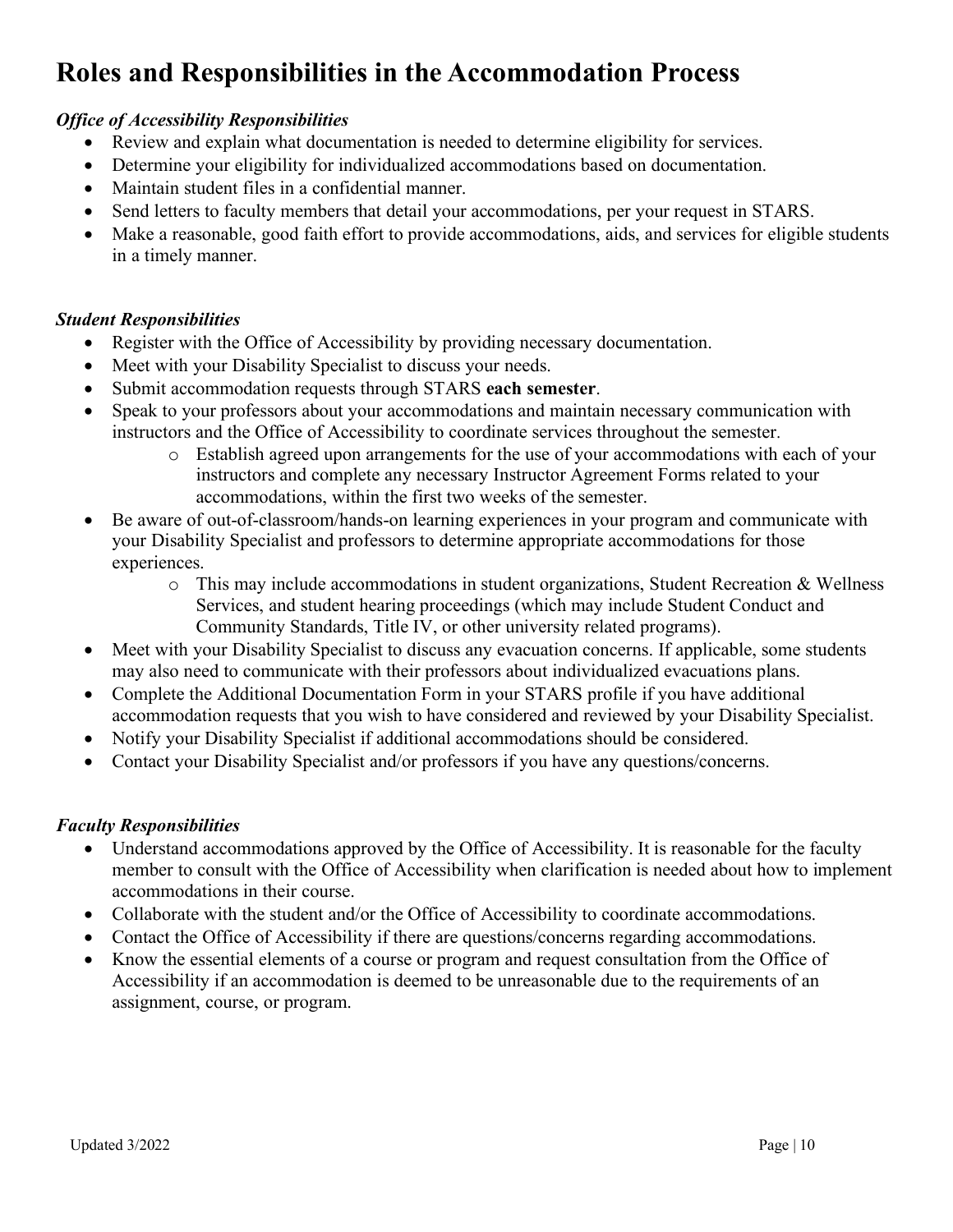# Roles and Responsibilities in the Accommodation Process

***Office of Accessibility Responsibilities***

- Review and explain what documentation is needed to determine eligibility for services.
- Determine your eligibility for individualized accommodations based on documentation.
- Maintain student files in a confidential manner.
- Send letters to faculty members that detail your accommodations, per your request in STARS.
- Make a reasonable, good faith effort to provide accommodations, aids, and services for eligible students in a timely manner.

***Student Responsibilities***

- Register with the Office of Accessibility by providing necessary documentation.
- Meet with your Disability Specialist to discuss your needs.
- Submit accommodation requests through STARS **each semester**.
- Speak to your professors about your accommodations and maintain necessary communication with instructors and the Office of Accessibility to coordinate services throughout the semester.
  - Establish agreed upon arrangements for the use of your accommodations with each of your instructors and complete any necessary Instructor Agreement Forms related to your accommodations, within the first two weeks of the semester.
- Be aware of out-of-classroom/hands-on learning experiences in your program and communicate with your Disability Specialist and professors to determine appropriate accommodations for those experiences.
  - This may include accommodations in student organizations, Student Recreation & Wellness Services, and student hearing proceedings (which may include Student Conduct and Community Standards, Title IV, or other university related programs).
- Meet with your Disability Specialist to discuss any evacuation concerns. If applicable, some students may also need to communicate with their professors about individualized evacuations plans.
- Complete the Additional Documentation Form in your STARS profile if you have additional accommodation requests that you wish to have considered and reviewed by your Disability Specialist.
- Notify your Disability Specialist if additional accommodations should be considered.
- Contact your Disability Specialist and/or professors if you have any questions/concerns.

***Faculty Responsibilities***

- Understand accommodations approved by the Office of Accessibility. It is reasonable for the faculty member to consult with the Office of Accessibility when clarification is needed about how to implement accommodations in their course.
- Collaborate with the student and/or the Office of Accessibility to coordinate accommodations.
- Contact the Office of Accessibility if there are questions/concerns regarding accommodations.
- Know the essential elements of a course or program and request consultation from the Office of Accessibility if an accommodation is deemed to be unreasonable due to the requirements of an assignment, course, or program.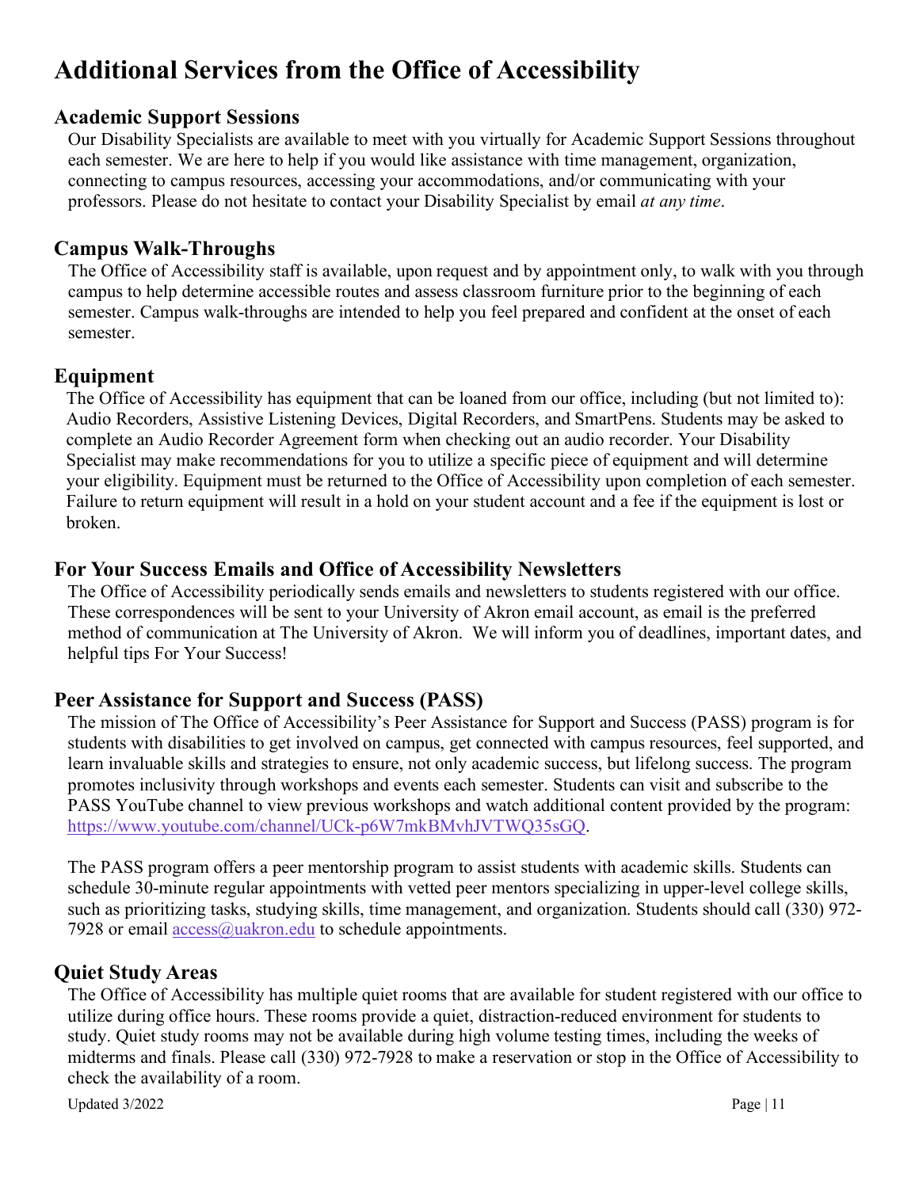# Additional Services from the Office of Accessibility

## Academic Support Sessions

Our Disability Specialists are available to meet with you virtually for Academic Support Sessions throughout each semester. We are here to help if you would like assistance with time management, organization, connecting to campus resources, accessing your accommodations, and/or communicating with your professors. Please do not hesitate to contact your Disability Specialist by email *at any time*.

## Campus Walk-Throughs

The Office of Accessibility staff is available, upon request and by appointment only, to walk with you through campus to help determine accessible routes and assess classroom furniture prior to the beginning of each semester. Campus walk-throughs are intended to help you feel prepared and confident at the onset of each semester.

## Equipment

The Office of Accessibility has equipment that can be loaned from our office, including (but not limited to): Audio Recorders, Assistive Listening Devices, Digital Recorders, and SmartPens. Students may be asked to complete an Audio Recorder Agreement form when checking out an audio recorder. Your Disability Specialist may make recommendations for you to utilize a specific piece of equipment and will determine your eligibility. Equipment must be returned to the Office of Accessibility upon completion of each semester. Failure to return equipment will result in a hold on your student account and a fee if the equipment is lost or broken.

## For Your Success Emails and Office of Accessibility Newsletters

The Office of Accessibility periodically sends emails and newsletters to students registered with our office. These correspondences will be sent to your University of Akron email account, as email is the preferred method of communication at The University of Akron. We will inform you of deadlines, important dates, and helpful tips For Your Success!

## Peer Assistance for Support and Success (PASS)

The mission of The Office of Accessibility's Peer Assistance for Support and Success (PASS) program is for students with disabilities to get involved on campus, get connected with campus resources, feel supported, and learn invaluable skills and strategies to ensure, not only academic success, but lifelong success. The program promotes inclusivity through workshops and events each semester. Students can visit and subscribe to the PASS YouTube channel to view previous workshops and watch additional content provided by the program: https://www.youtube.com/channel/UCk-p6W7mkBMvhJVTWQ35sGQ.

The PASS program offers a peer mentorship program to assist students with academic skills. Students can schedule 30-minute regular appointments with vetted peer mentors specializing in upper-level college skills, such as prioritizing tasks, studying skills, time management, and organization. Students should call (330) 972-7928 or email access@uakron.edu to schedule appointments.

## Quiet Study Areas

The Office of Accessibility has multiple quiet rooms that are available for student registered with our office to utilize during office hours. These rooms provide a quiet, distraction-reduced environment for students to study. Quiet study rooms may not be available during high volume testing times, including the weeks of midterms and finals. Please call (330) 972-7928 to make a reservation or stop in the Office of Accessibility to check the availability of a room.

Updated 3/2022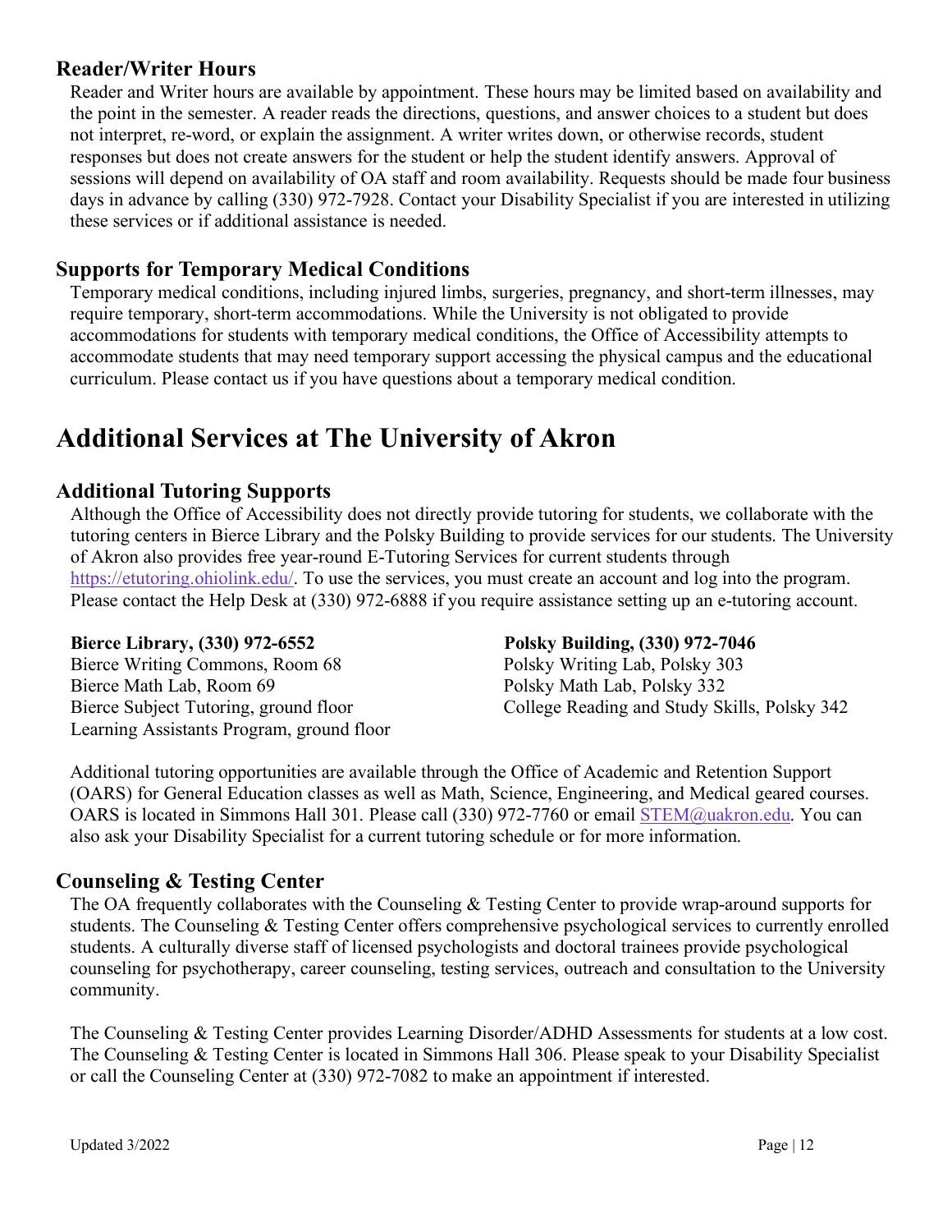### Reader/Writer Hours

Reader and Writer hours are available by appointment. These hours may be limited based on availability and the point in the semester. A reader reads the directions, questions, and answer choices to a student but does not interpret, re-word, or explain the assignment. A writer writes down, or otherwise records, student responses but does not create answers for the student or help the student identify answers. Approval of sessions will depend on availability of OA staff and room availability. Requests should be made four business days in advance by calling (330) 972-7928. Contact your Disability Specialist if you are interested in utilizing these services or if additional assistance is needed.

### Supports for Temporary Medical Conditions

Temporary medical conditions, including injured limbs, surgeries, pregnancy, and short-term illnesses, may require temporary, short-term accommodations. While the University is not obligated to provide accommodations for students with temporary medical conditions, the Office of Accessibility attempts to accommodate students that may need temporary support accessing the physical campus and the educational curriculum. Please contact us if you have questions about a temporary medical condition.

## Additional Services at The University of Akron

### Additional Tutoring Supports

Although the Office of Accessibility does not directly provide tutoring for students, we collaborate with the tutoring centers in Bierce Library and the Polsky Building to provide services for our students. The University of Akron also provides free year-round E-Tutoring Services for current students through https://etutoring.ohiolink.edu/. To use the services, you must create an account and log into the program. Please contact the Help Desk at (330) 972-6888 if you require assistance setting up an e-tutoring account.

**Bierce Library, (330) 972-6552**
Bierce Writing Commons, Room 68
Bierce Math Lab, Room 69
Bierce Subject Tutoring, ground floor
Learning Assistants Program, ground floor

**Polsky Building, (330) 972-7046**
Polsky Writing Lab, Polsky 303
Polsky Math Lab, Polsky 332
College Reading and Study Skills, Polsky 342

Additional tutoring opportunities are available through the Office of Academic and Retention Support (OARS) for General Education classes as well as Math, Science, Engineering, and Medical geared courses. OARS is located in Simmons Hall 301. Please call (330) 972-7760 or email STEM@uakron.edu. You can also ask your Disability Specialist for a current tutoring schedule or for more information.

### Counseling & Testing Center

The OA frequently collaborates with the Counseling & Testing Center to provide wrap-around supports for students. The Counseling & Testing Center offers comprehensive psychological services to currently enrolled students. A culturally diverse staff of licensed psychologists and doctoral trainees provide psychological counseling for psychotherapy, career counseling, testing services, outreach and consultation to the University community.

The Counseling & Testing Center provides Learning Disorder/ADHD Assessments for students at a low cost. The Counseling & Testing Center is located in Simmons Hall 306. Please speak to your Disability Specialist or call the Counseling Center at (330) 972-7082 to make an appointment if interested.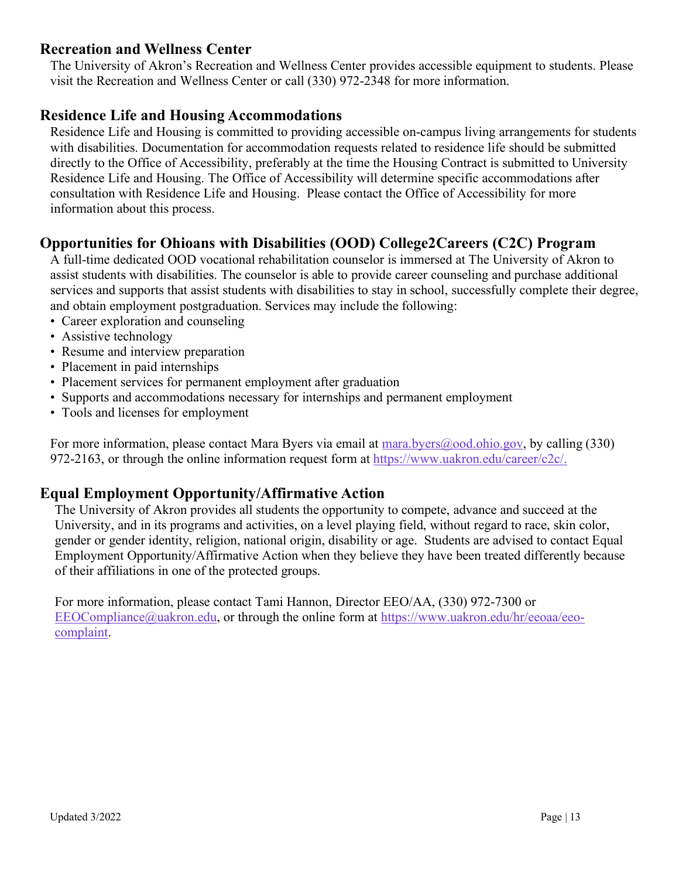## Recreation and Wellness Center

The University of Akron's Recreation and Wellness Center provides accessible equipment to students. Please visit the Recreation and Wellness Center or call (330) 972-2348 for more information.

## Residence Life and Housing Accommodations

Residence Life and Housing is committed to providing accessible on-campus living arrangements for students with disabilities. Documentation for accommodation requests related to residence life should be submitted directly to the Office of Accessibility, preferably at the time the Housing Contract is submitted to University Residence Life and Housing. The Office of Accessibility will determine specific accommodations after consultation with Residence Life and Housing. Please contact the Office of Accessibility for more information about this process.

## Opportunities for Ohioans with Disabilities (OOD) College2Careers (C2C) Program

A full-time dedicated OOD vocational rehabilitation counselor is immersed at The University of Akron to assist students with disabilities. The counselor is able to provide career counseling and purchase additional services and supports that assist students with disabilities to stay in school, successfully complete their degree, and obtain employment postgraduation. Services may include the following:

- Career exploration and counseling
- Assistive technology
- Resume and interview preparation
- Placement in paid internships
- Placement services for permanent employment after graduation
- Supports and accommodations necessary for internships and permanent employment
- Tools and licenses for employment

For more information, please contact Mara Byers via email at mara.byers@ood.ohio.gov, by calling (330) 972-2163, or through the online information request form at https://www.uakron.edu/career/c2c/.

## Equal Employment Opportunity/Affirmative Action

The University of Akron provides all students the opportunity to compete, advance and succeed at the University, and in its programs and activities, on a level playing field, without regard to race, skin color, gender or gender identity, religion, national origin, disability or age. Students are advised to contact Equal Employment Opportunity/Affirmative Action when they believe they have been treated differently because of their affiliations in one of the protected groups.

For more information, please contact Tami Hannon, Director EEO/AA, (330) 972-7300 or EEOCompliance@uakron.edu, or through the online form at https://www.uakron.edu/hr/eeoaa/eeo-complaint.

Updated 3/2022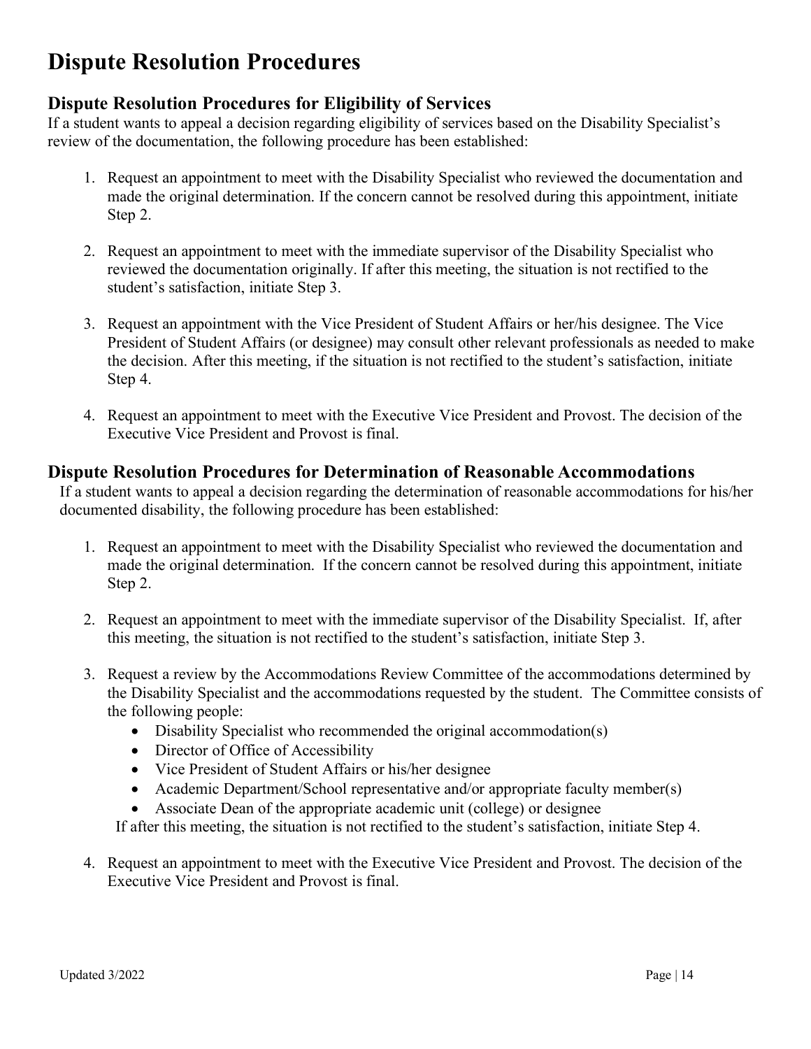# Dispute Resolution Procedures

## Dispute Resolution Procedures for Eligibility of Services

If a student wants to appeal a decision regarding eligibility of services based on the Disability Specialist's review of the documentation, the following procedure has been established:

1. Request an appointment to meet with the Disability Specialist who reviewed the documentation and made the original determination. If the concern cannot be resolved during this appointment, initiate Step 2.

2. Request an appointment to meet with the immediate supervisor of the Disability Specialist who reviewed the documentation originally. If after this meeting, the situation is not rectified to the student's satisfaction, initiate Step 3.

3. Request an appointment with the Vice President of Student Affairs or her/his designee. The Vice President of Student Affairs (or designee) may consult other relevant professionals as needed to make the decision. After this meeting, if the situation is not rectified to the student's satisfaction, initiate Step 4.

4. Request an appointment to meet with the Executive Vice President and Provost. The decision of the Executive Vice President and Provost is final.

## Dispute Resolution Procedures for Determination of Reasonable Accommodations

If a student wants to appeal a decision regarding the determination of reasonable accommodations for his/her documented disability, the following procedure has been established:

1. Request an appointment to meet with the Disability Specialist who reviewed the documentation and made the original determination. If the concern cannot be resolved during this appointment, initiate Step 2.

2. Request an appointment to meet with the immediate supervisor of the Disability Specialist. If, after this meeting, the situation is not rectified to the student's satisfaction, initiate Step 3.

3. Request a review by the Accommodations Review Committee of the accommodations determined by the Disability Specialist and the accommodations requested by the student. The Committee consists of the following people:
   - Disability Specialist who recommended the original accommodation(s)
   - Director of Office of Accessibility
   - Vice President of Student Affairs or his/her designee
   - Academic Department/School representative and/or appropriate faculty member(s)
   - Associate Dean of the appropriate academic unit (college) or designee

   If after this meeting, the situation is not rectified to the student's satisfaction, initiate Step 4.

4. Request an appointment to meet with the Executive Vice President and Provost. The decision of the Executive Vice President and Provost is final.

Updated 3/2022